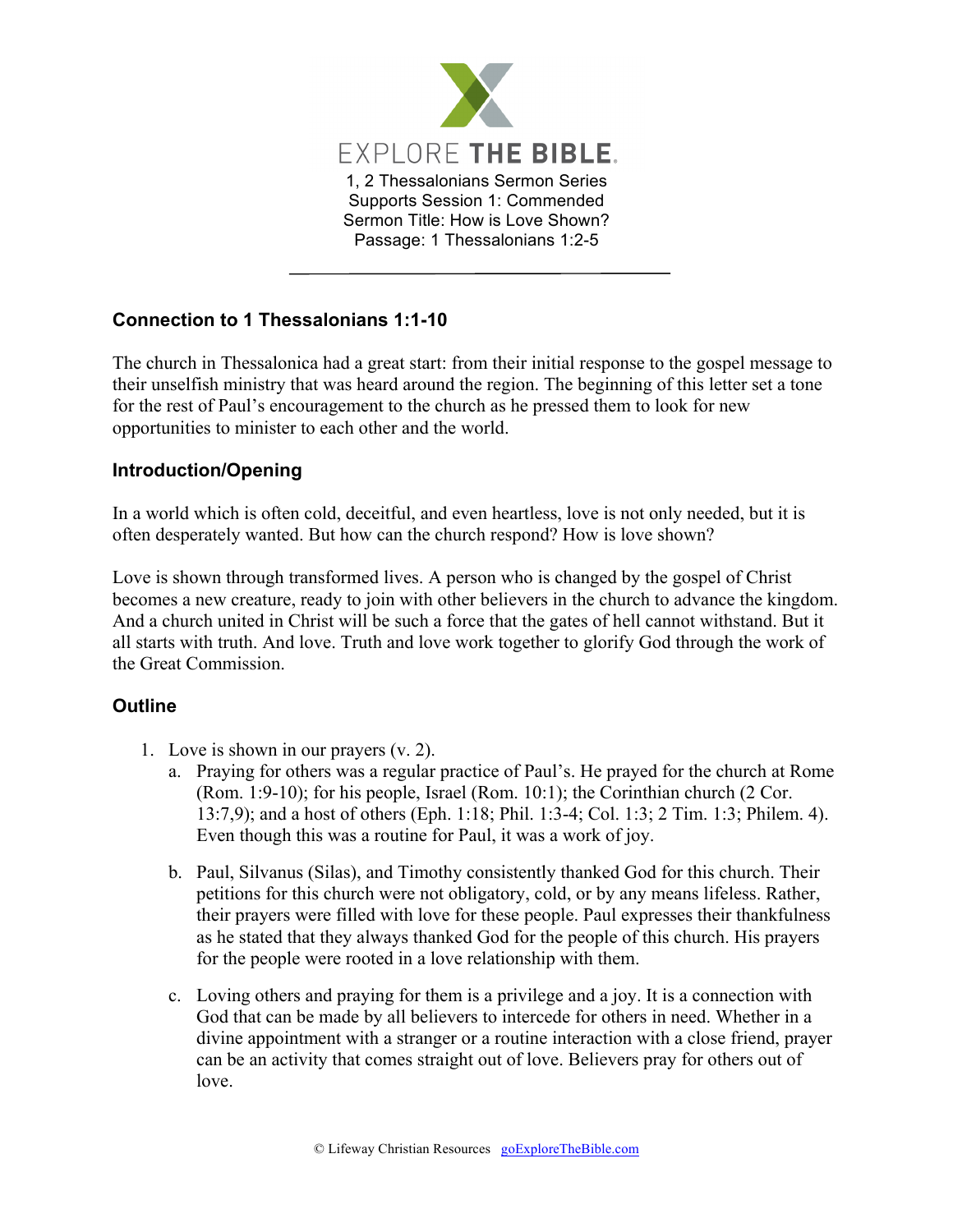EXPLORE THE BIBLE

1, 2 Thessalonians Sermon Series
Supports Session 1: Commended
Sermon Title: How is Love Shown?
Passage: 1 Thessalonians 1:2-5

---

### Connection to 1 Thessalonians 1:1-10

The church in Thessalonica had a great start: from their initial response to the gospel message to their unselfish ministry that was heard around the region. The beginning of this letter set a tone for the rest of Paul's encouragement to the church as he pressed them to look for new opportunities to minister to each other and the world.

### Introduction/Opening

In a world which is often cold, deceitful, and even heartless, love is not only needed, but it is often desperately wanted. But how can the church respond? How is love shown?

Love is shown through transformed lives. A person who is changed by the gospel of Christ becomes a new creature, ready to join with other believers in the church to advance the kingdom. And a church united in Christ will be such a force that the gates of hell cannot withstand. But it all starts with truth. And love. Truth and love work together to glorify God through the work of the Great Commission.

### Outline

1. Love is shown in our prayers (v. 2).
   a. Praying for others was a regular practice of Paul's. He prayed for the church at Rome (Rom. 1:9-10); for his people, Israel (Rom. 10:1); the Corinthian church (2 Cor. 13:7,9); and a host of others (Eph. 1:18; Phil. 1:3-4; Col. 1:3; 2 Tim. 1:3; Philem. 4). Even though this was a routine for Paul, it was a work of joy.

   b. Paul, Silvanus (Silas), and Timothy consistently thanked God for this church. Their petitions for this church were not obligatory, cold, or by any means lifeless. Rather, their prayers were filled with love for these people. Paul expresses their thankfulness as he stated that they always thanked God for the people of this church. His prayers for the people were rooted in a love relationship with them.

   c. Loving others and praying for them is a privilege and a joy. It is a connection with God that can be made by all believers to intercede for others in need. Whether in a divine appointment with a stranger or a routine interaction with a close friend, prayer can be an activity that comes straight out of love. Believers pray for others out of love.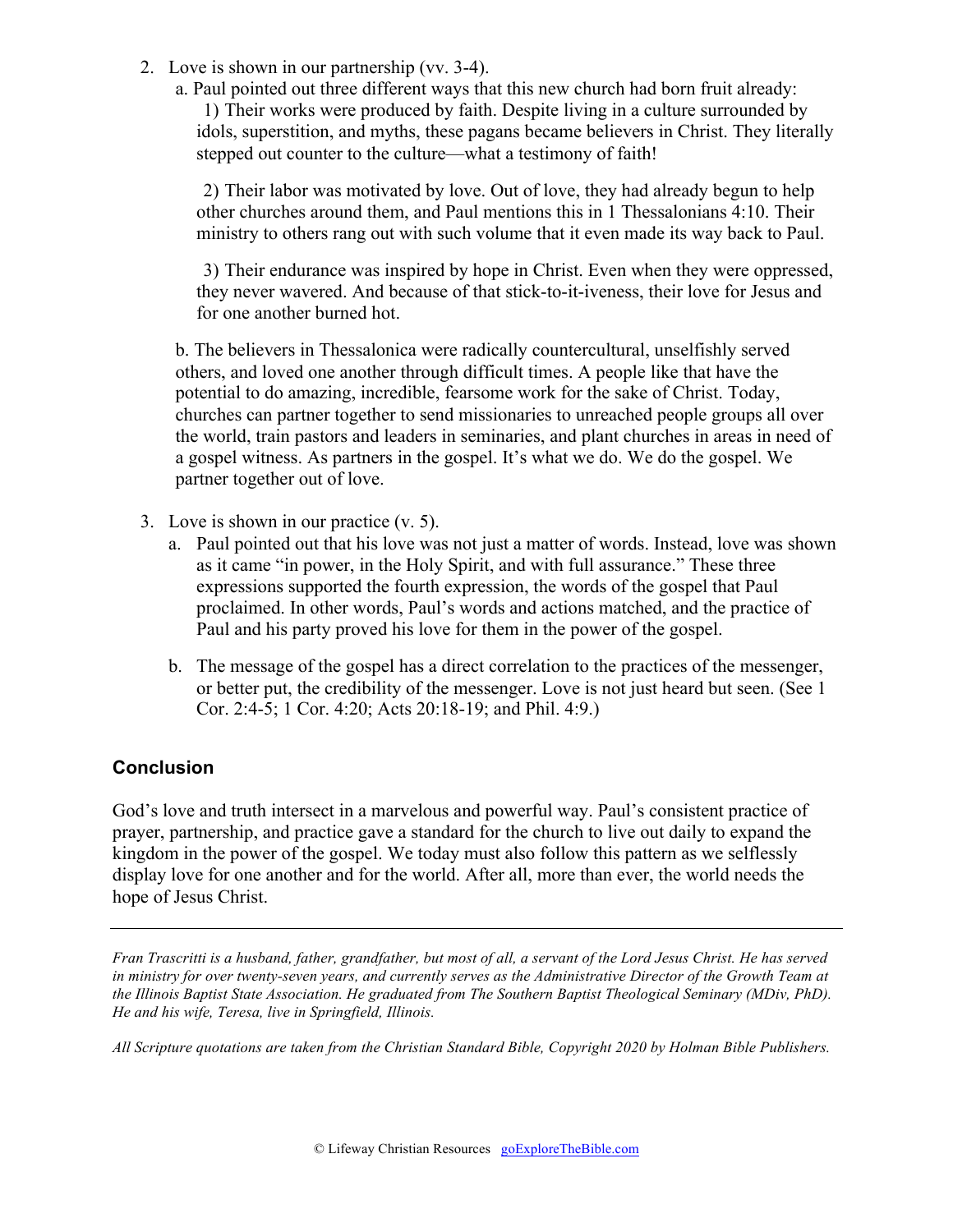2. Love is shown in our partnership (vv. 3-4).
   a. Paul pointed out three different ways that this new church had born fruit already:
      1) Their works were produced by faith. Despite living in a culture surrounded by idols, superstition, and myths, these pagans became believers in Christ. They literally stepped out counter to the culture—what a testimony of faith!

      2) Their labor was motivated by love. Out of love, they had already begun to help other churches around them, and Paul mentions this in 1 Thessalonians 4:10. Their ministry to others rang out with such volume that it even made its way back to Paul.

      3) Their endurance was inspired by hope in Christ. Even when they were oppressed, they never wavered. And because of that stick-to-it-iveness, their love for Jesus and for one another burned hot.

   b. The believers in Thessalonica were radically countercultural, unselfishly served others, and loved one another through difficult times. A people like that have the potential to do amazing, incredible, fearsome work for the sake of Christ. Today, churches can partner together to send missionaries to unreached people groups all over the world, train pastors and leaders in seminaries, and plant churches in areas in need of a gospel witness. As partners in the gospel. It's what we do. We do the gospel. We partner together out of love.

3. Love is shown in our practice (v. 5).
   a. Paul pointed out that his love was not just a matter of words. Instead, love was shown as it came "in power, in the Holy Spirit, and with full assurance." These three expressions supported the fourth expression, the words of the gospel that Paul proclaimed. In other words, Paul's words and actions matched, and the practice of Paul and his party proved his love for them in the power of the gospel.

   b. The message of the gospel has a direct correlation to the practices of the messenger, or better put, the credibility of the messenger. Love is not just heard but seen. (See 1 Cor. 2:4-5; 1 Cor. 4:20; Acts 20:18-19; and Phil. 4:9.)

## Conclusion

God's love and truth intersect in a marvelous and powerful way. Paul's consistent practice of prayer, partnership, and practice gave a standard for the church to live out daily to expand the kingdom in the power of the gospel. We today must also follow this pattern as we selflessly display love for one another and for the world. After all, more than ever, the world needs the hope of Jesus Christ.

---

*Fran Trascritti is a husband, father, grandfather, but most of all, a servant of the Lord Jesus Christ. He has served in ministry for over twenty-seven years, and currently serves as the Administrative Director of the Growth Team at the Illinois Baptist State Association. He graduated from The Southern Baptist Theological Seminary (MDiv, PhD). He and his wife, Teresa, live in Springfield, Illinois.*

*All Scripture quotations are taken from the Christian Standard Bible, Copyright 2020 by Holman Bible Publishers.*

© Lifeway Christian Resources goExploreTheBible.com